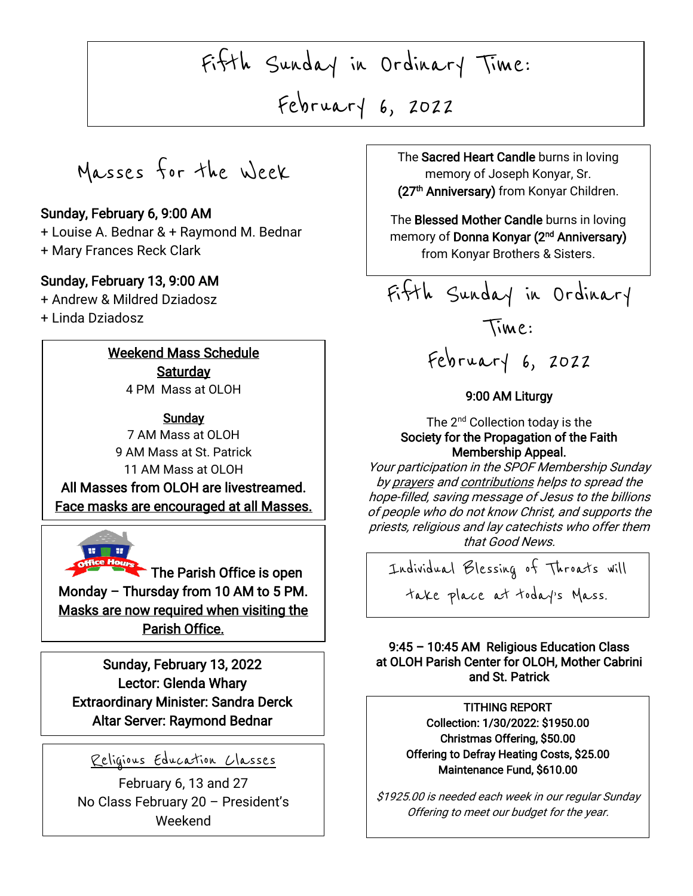# Fifth Sunday in Ordinary Time: February 6, 2022

## Masses for the Week

**Sunday, February 6, 9:00 AM**
+ Louise A. Bednar & + Raymond M. Bednar
+ Mary Frances Reck Clark

**Sunday, February 13, 9:00 AM**
+ Andrew & Mildred Dziadosz
+ Linda Dziadosz

**Weekend Mass Schedule**

**Saturday**
4 PM Mass at OLOH

**Sunday**
7 AM Mass at OLOH
9 AM Mass at St. Patrick
11 AM Mass at OLOH

**All Masses from OLOH are livestreamed.**
**Face masks are encouraged at all Masses.**

**The Parish Office is open Monday – Thursday from 10 AM to 5 PM.**
**Masks are now required when visiting the Parish Office.**

**Sunday, February 13, 2022**
**Lector: Glenda Whary**
**Extraordinary Minister: Sandra Derck**
**Altar Server: Raymond Bednar**

**Religious Education Classes**
February 6, 13 and 27
No Class February 20 – President's Weekend

The **Sacred Heart Candle** burns in loving memory of Joseph Konyar, Sr. **(27th Anniversary)** from Konyar Children.

The **Blessed Mother Candle** burns in loving memory of **Donna Konyar (2nd Anniversary)** from Konyar Brothers & Sisters.

## Fifth Sunday in Ordinary Time: February 6, 2022

**9:00 AM Liturgy**

The 2nd Collection today is the
**Society for the Propagation of the Faith Membership Appeal.**
*Your participation in the SPOF Membership Sunday by prayers and contributions helps to spread the hope-filled, saving message of Jesus to the billions of people who do not know Christ, and supports the priests, religious and lay catechists who offer them that Good News.*

Individual Blessing of Throats will take place at today's Mass.

**9:45 – 10:45 AM Religious Education Class at OLOH Parish Center for OLOH, Mother Cabrini and St. Patrick**

**TITHING REPORT**
**Collection: 1/30/2022: $1950.00**
**Christmas Offering, $50.00**
**Offering to Defray Heating Costs, $25.00**
**Maintenance Fund, $610.00**

*$1925.00 is needed each week in our regular Sunday Offering to meet our budget for the year.*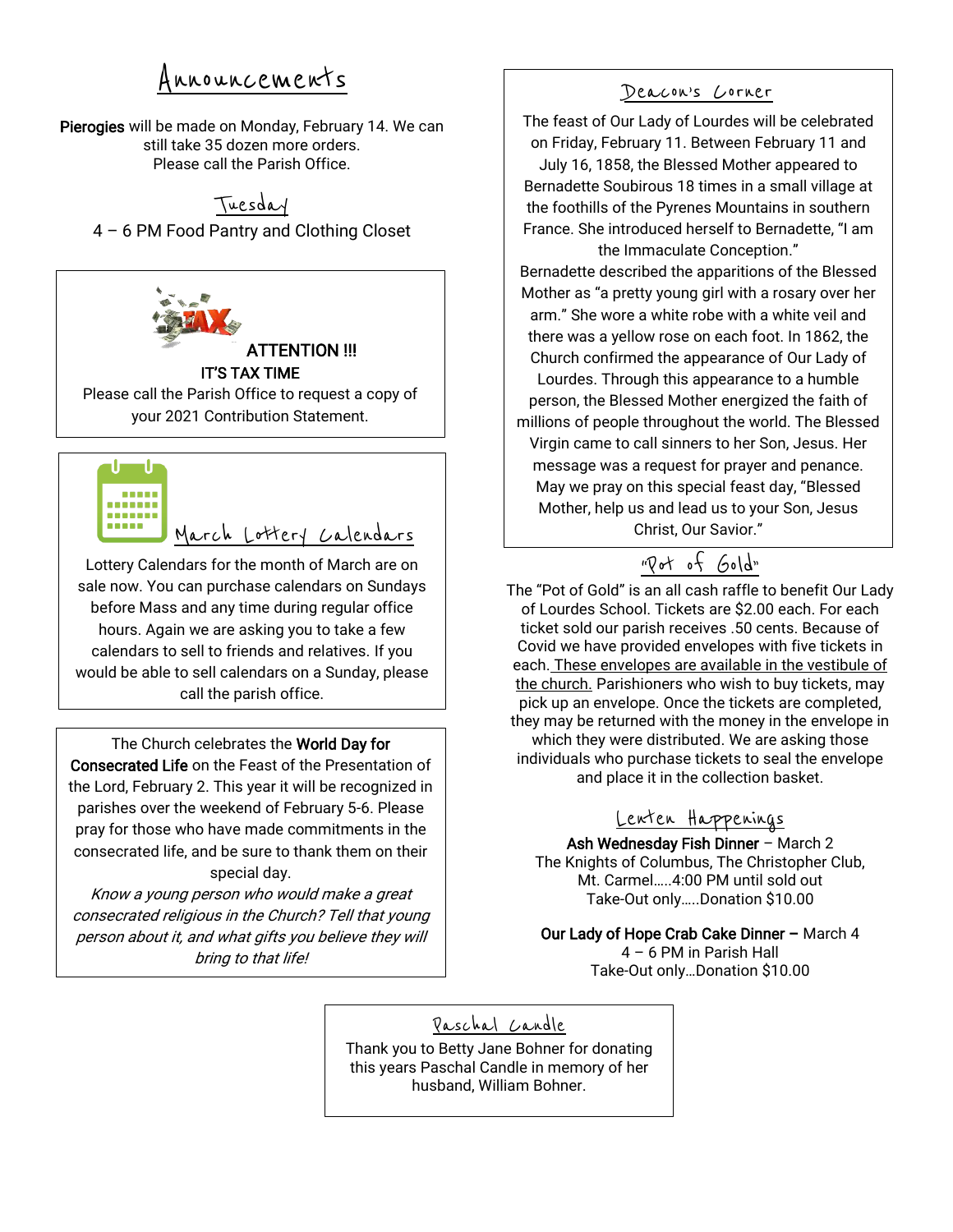# Announcements

**Pierogies** will be made on Monday, February 14. We can still take 35 dozen more orders. Please call the Parish Office.

## Tuesday

4 – 6 PM Food Pantry and Clothing Closet

ATTENTION !!!
IT'S TAX TIME
Please call the Parish Office to request a copy of your 2021 Contribution Statement.

## March Lottery Calendars

Lottery Calendars for the month of March are on sale now. You can purchase calendars on Sundays before Mass and any time during regular office hours. Again we are asking you to take a few calendars to sell to friends and relatives. If you would be able to sell calendars on a Sunday, please call the parish office.

The Church celebrates the **World Day for Consecrated Life** on the Feast of the Presentation of the Lord, February 2. This year it will be recognized in parishes over the weekend of February 5-6. Please pray for those who have made commitments in the consecrated life, and be sure to thank them on their special day.

*Know a young person who would make a great consecrated religious in the Church? Tell that young person about it, and what gifts you believe they will bring to that life!*

## Deacon's Corner

The feast of Our Lady of Lourdes will be celebrated on Friday, February 11. Between February 11 and July 16, 1858, the Blessed Mother appeared to Bernadette Soubirous 18 times in a small village at the foothills of the Pyrenes Mountains in southern France. She introduced herself to Bernadette, "I am the Immaculate Conception."

Bernadette described the apparitions of the Blessed Mother as "a pretty young girl with a rosary over her arm." She wore a white robe with a white veil and there was a yellow rose on each foot. In 1862, the Church confirmed the appearance of Our Lady of Lourdes. Through this appearance to a humble person, the Blessed Mother energized the faith of millions of people throughout the world. The Blessed Virgin came to call sinners to her Son, Jesus. Her message was a request for prayer and penance. May we pray on this special feast day, "Blessed Mother, help us and lead us to your Son, Jesus Christ, Our Savior."

## "Pot of Gold"

The "Pot of Gold" is an all cash raffle to benefit Our Lady of Lourdes School. Tickets are $2.00 each. For each ticket sold our parish receives .50 cents. Because of Covid we have provided envelopes with five tickets in each. These envelopes are available in the vestibule of the church. Parishioners who wish to buy tickets, may pick up an envelope. Once the tickets are completed, they may be returned with the money in the envelope in which they were distributed. We are asking those individuals who purchase tickets to seal the envelope and place it in the collection basket.

## Lenten Happenings

**Ash Wednesday Fish Dinner** – March 2
The Knights of Columbus, The Christopher Club, Mt. Carmel…..4:00 PM until sold out
Take-Out only…..Donation $10.00

**Our Lady of Hope Crab Cake Dinner –** March 4
4 – 6 PM in Parish Hall
Take-Out only…Donation $10.00

## Paschal Candle

Thank you to Betty Jane Bohner for donating this years Paschal Candle in memory of her husband, William Bohner.